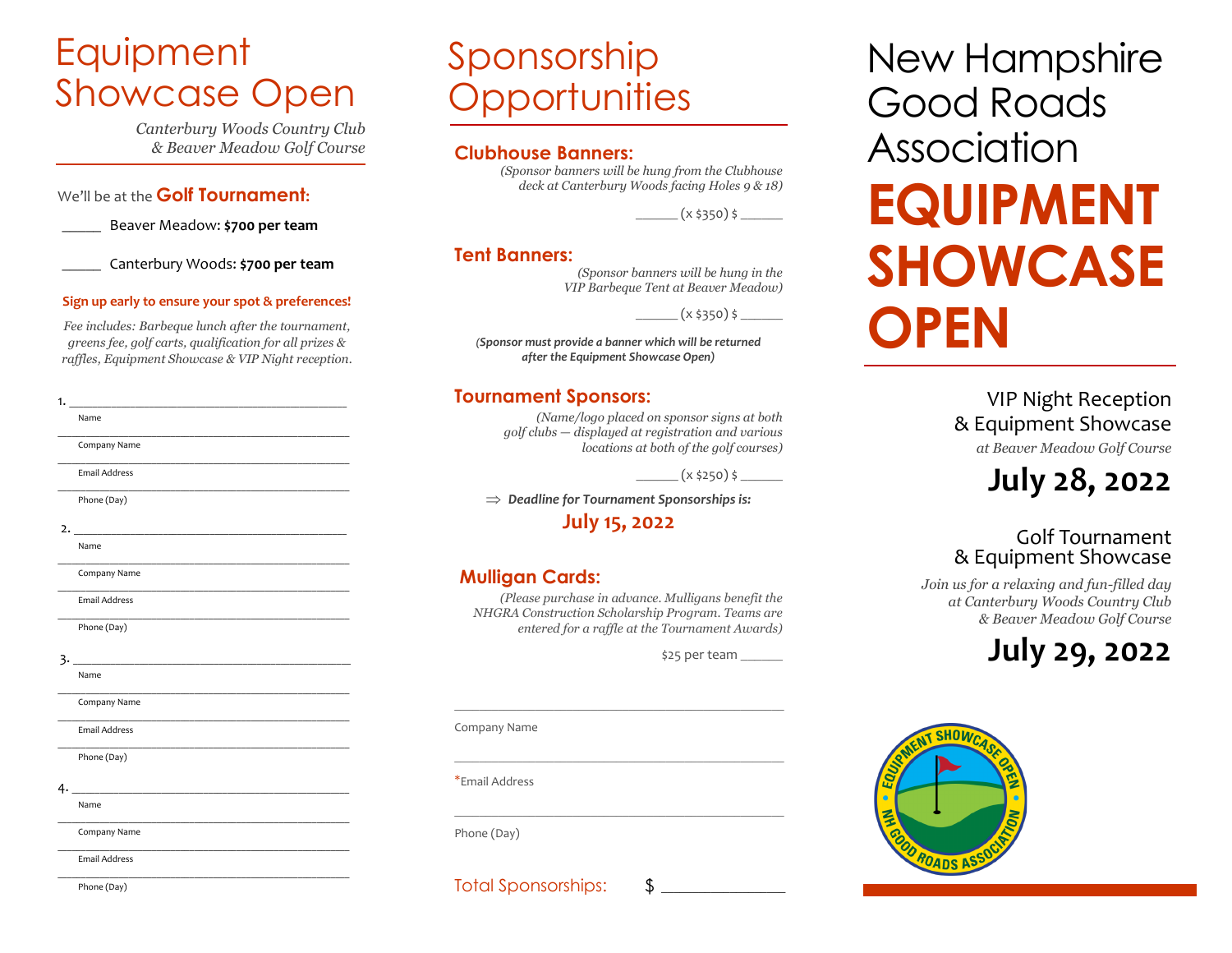# Equipment Showcase Open

*Canterbury Woods Country Club & Beaver Meadow Golf Course*

We'll be at the **Golf Tournament:**

_____ Beaver Meadow: **$700 per team**

_____ Canterbury Woods: **$700 per team**

**Sign up early to ensure your spot & preferences!**

*Fee includes: Barbeque lunch after the tournament, greens fee, golf carts, qualification for all prizes & raffles, Equipment Showcase & VIP Night reception.*

1. ________________________________________
Name
________________________________________
Company Name
________________________________________
Email Address
________________________________________
Phone (Day)

2. ________________________________________
Name
________________________________________
Company Name
________________________________________
Email Address
________________________________________
Phone (Day)

3. ________________________________________
Name
________________________________________
Company Name
________________________________________
Email Address
________________________________________
Phone (Day)

4. ________________________________________
Name
________________________________________
Company Name
________________________________________
Email Address
________________________________________
Phone (Day)

# Sponsorship Opportunities

## Clubhouse Banners:

*(Sponsor banners will be hung from the Clubhouse deck at Canterbury Woods facing Holes 9 & 18)*

______ (x $350) $ ______

## Tent Banners:

*(Sponsor banners will be hung in the VIP Barbeque Tent at Beaver Meadow)*

______ (x $350) $ ______

***(Sponsor must provide a banner which will be returned after the Equipment Showcase Open)***

## Tournament Sponsors:

*(Name/logo placed on sponsor signs at both golf clubs — displayed at registration and various locations at both of the golf courses)*

______ (x $250) $ ______

⇒ ***Deadline for Tournament Sponsorships is:***

**July 15, 2022**

## Mulligan Cards:

*(Please purchase in advance. Mulligans benefit the NHGRA Construction Scholarship Program. Teams are entered for a raffle at the Tournament Awards)*

$25 per team ______

________________________________________
Company Name

________________________________________
*Email Address

________________________________________
Phone (Day)

Total Sponsorships: $ ______________

# New Hampshire Good Roads Association

# EQUIPMENT SHOWCASE OPEN

VIP Night Reception
& Equipment Showcase
*at Beaver Meadow Golf Course*

**July 28, 2022**

Golf Tournament
& Equipment Showcase
*Join us for a relaxing and fun-filled day at Canterbury Woods Country Club & Beaver Meadow Golf Course*

**July 29, 2022**

EQUIPMENT SHOWCASE OPEN • NH GOOD ROADS ASSOCIATION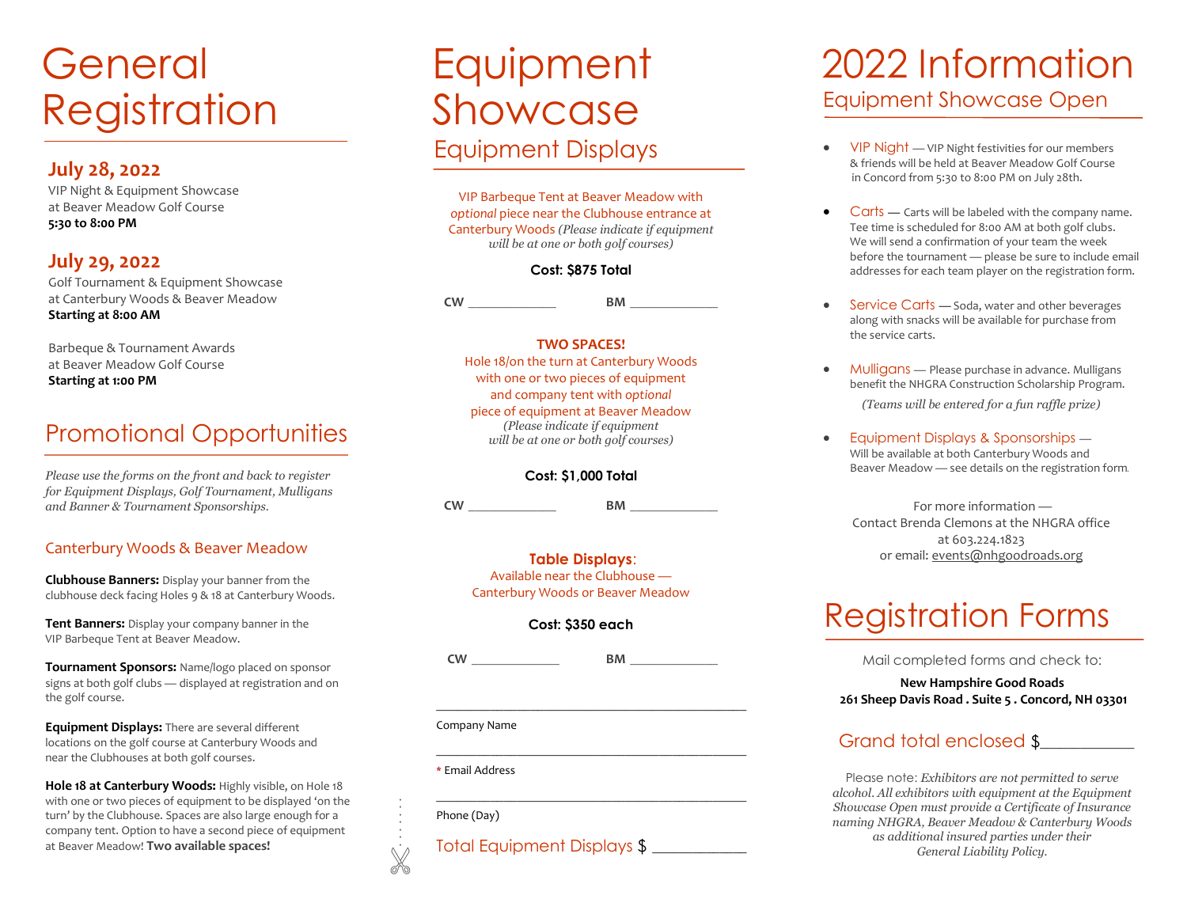# General Registration

**July 28, 2022**

VIP Night & Equipment Showcase
at Beaver Meadow Golf Course
**5:30 to 8:00 PM**

**July 29, 2022**

Golf Tournament & Equipment Showcase
at Canterbury Woods & Beaver Meadow
**Starting at 8:00 AM**

Barbeque & Tournament Awards
at Beaver Meadow Golf Course
**Starting at 1:00 PM**

## Promotional Opportunities

*Please use the forms on the front and back to register for Equipment Displays, Golf Tournament, Mulligans and Banner & Tournament Sponsorships.*

### Canterbury Woods & Beaver Meadow

**Clubhouse Banners:** Display your banner from the clubhouse deck facing Holes 9 & 18 at Canterbury Woods.

**Tent Banners:** Display your company banner in the VIP Barbeque Tent at Beaver Meadow.

**Tournament Sponsors:** Name/logo placed on sponsor signs at both golf clubs — displayed at registration and on the golf course.

**Equipment Displays:** There are several different locations on the golf course at Canterbury Woods and near the Clubhouses at both golf courses.

**Hole 18 at Canterbury Woods:** Highly visible, on Hole 18 with one or two pieces of equipment to be displayed 'on the turn' by the Clubhouse. Spaces are also large enough for a company tent. Option to have a second piece of equipment at Beaver Meadow! **Two available spaces!**

# Equipment Showcase

## Equipment Displays

VIP Barbeque Tent at Beaver Meadow with *optional* piece near the Clubhouse entrance at Canterbury Woods *(Please indicate if equipment will be at one or both golf courses)*

**Cost: $875 Total**

CW ____________ BM ____________

**TWO SPACES!**

Hole 18/on the turn at Canterbury Woods with one or two pieces of equipment and company tent with *optional* piece of equipment at Beaver Meadow *(Please indicate if equipment will be at one or both golf courses)*

**Cost: $1,000 Total**

CW ____________ BM ____________

**Table Displays**:
Available near the Clubhouse — Canterbury Woods or Beaver Meadow

**Cost: $350 each**

CW ____________ BM ____________

_____________________________________________
Company Name

_____________________________________________
* Email Address

_____________________________________________
Phone (Day)

Total Equipment Displays $ ____________

# 2022 Information

## Equipment Showcase Open

- VIP Night — VIP Night festivities for our members & friends will be held at Beaver Meadow Golf Course in Concord from 5:30 to 8:00 PM on July 28th.
- Carts — Carts will be labeled with the company name. Tee time is scheduled for 8:00 AM at both golf clubs. We will send a confirmation of your team the week before the tournament — please be sure to include email addresses for each team player on the registration form.
- Service Carts — Soda, water and other beverages along with snacks will be available for purchase from the service carts.
- Mulligans — Please purchase in advance. Mulligans benefit the NHGRA Construction Scholarship Program.
  *(Teams will be entered for a fun raffle prize)*
- Equipment Displays & Sponsorships — Will be available at both Canterbury Woods and Beaver Meadow — see details on the registration form.

For more information —
Contact Brenda Clemons at the NHGRA office
at 603.224.1823
or email: events@nhgoodroads.org

# Registration Forms

Mail completed forms and check to:

**New Hampshire Good Roads**
**261 Sheep Davis Road . Suite 5 . Concord, NH 03301**

Grand total enclosed $____________

Please note: *Exhibitors are not permitted to serve alcohol. All exhibitors with equipment at the Equipment Showcase Open must provide a Certificate of Insurance naming NHGRA, Beaver Meadow & Canterbury Woods as additional insured parties under their General Liability Policy.*